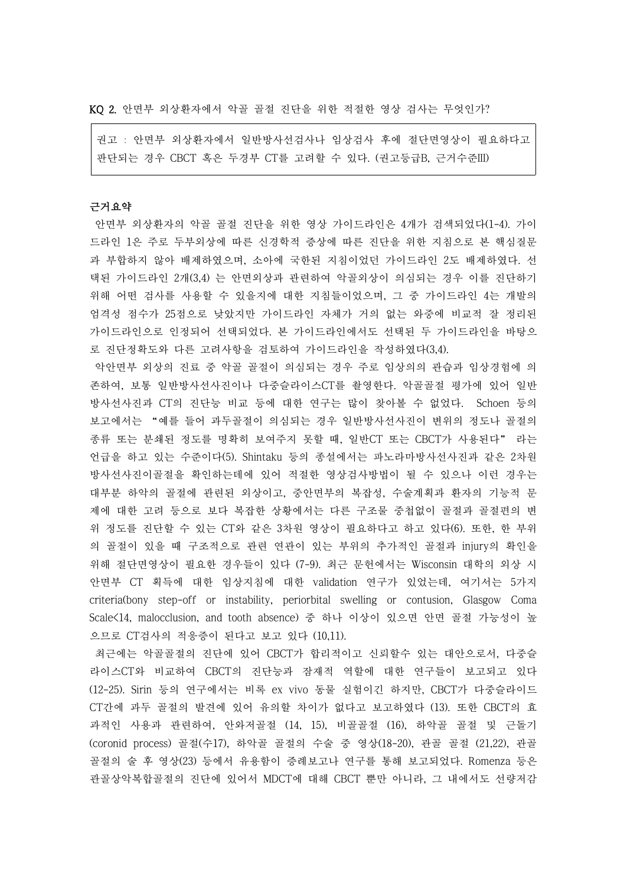KQ 2. 안면부 외상환자에서 악골 골절 진단을 위한 적절한 영상 검사는 무엇인가?

> 권고 : 안면부 외상환자에서 일반방사선검사나 임상검사 후에 절단면영상이 필요하다고 판단되는 경우 CBCT 혹은 두경부 CT를 고려할 수 있다. (권고등급B, 근거수준III)

**근거요약**

안면부 외상환자의 악골 골절 진단을 위한 영상 가이드라인은 4개가 검색되었다(1-4). 가이드라인 1은 주로 두부외상에 따른 신경학적 증상에 따른 진단을 위한 지침으로 본 핵심질문과 부합하지 않아 배제하였으며, 소아에 국한된 지침이었던 가이드라인 2도 배제하였다. 선택된 가이드라인 2개(3,4) 는 안면외상과 관련하여 악골외상이 의심되는 경우 이를 진단하기 위해 어떤 검사를 사용할 수 있을지에 대한 지침들이었으며, 그 중 가이드라인 4는 개발의 엄격성 점수가 25점으로 낮았지만 가이드라인 자체가 거의 없는 와중에 비교적 잘 정리된 가이드라인으로 인정되어 선택되었다. 본 가이드라인에서도 선택된 두 가이드라인을 바탕으로 진단정확도와 다른 고려사항을 검토하여 가이드라인을 작성하였다(3,4).

악안면부 외상의 진료 중 악골 골절이 의심되는 경우 주로 임상의의 관습과 임상경험에 의존하여, 보통 일반방사선사진이나 다중슬라이스CT를 촬영한다. 악골골절 평가에 있어 일반방사선사진과 CT의 진단능 비교 등에 대한 연구는 많이 찾아볼 수 없었다. Schoen 등의 보고에서는 "예를 들어 과두골절이 의심되는 경우 일반방사선사진이 변위의 정도나 골절의 종류 또는 분쇄된 정도를 명확히 보여주지 못할 때, 일반CT 또는 CBCT가 사용된다" 라는 언급을 하고 있는 수준이다(5). Shintaku 등의 종설에서는 파노라마방사선사진과 같은 2차원 방사선사진이골절을 확인하는데에 있어 적절한 영상검사방법이 될 수 있으나 이런 경우는 대부분 하악의 골절에 관련된 외상이고, 중안면부의 복잡성, 수술계획과 환자의 기능적 문제에 대한 고려 등으로 보다 복잡한 상황에서는 다른 구조물 중첩없이 골절과 골절편의 변위 정도를 진단할 수 있는 CT와 같은 3차원 영상이 필요하다고 하고 있다(6). 또한, 한 부위의 골절이 있을 때 구조적으로 관련 연관이 있는 부위의 추가적인 골절과 injury의 확인을 위해 절단면영상이 필요한 경우들이 있다 (7-9). 최근 문헌에서는 Wisconsin 대학의 외상 시 안면부 CT 획득에 대한 임상지침에 대한 validation 연구가 있었는데, 여기서는 5가지 criteria(bony step-off or instability, periorbital swelling or contusion, Glasgow Coma Scale<14, malocclusion, and tooth absence) 중 하나 이상이 있으면 안면 골절 가능성이 높으므로 CT검사의 적응증이 된다고 보고 있다 (10,11).

최근에는 악골골절의 진단에 있어 CBCT가 합리적이고 신뢰할수 있는 대안으로서, 다중슬라이스CT와 비교하여 CBCT의 진단능과 잠재적 역할에 대한 연구들이 보고되고 있다 (12-25). Sirin 등의 연구에서는 비록 ex vivo 동물 실험이긴 하지만, CBCT가 다중슬라이드 CT간에 과두 골절의 발견에 있어 유의할 차이가 없다고 보고하였다 (13). 또한 CBCT의 효과적인 사용과 관련하여, 안와저골절 (14, 15), 비골골절 (16), 하악골 골절 및 근돌기(coronid process) 골절(수17), 하악골 골절의 수술 중 영상(18-20), 관골 골절 (21,22), 관골 골절의 술 후 영상(23) 등에서 유용함이 증례보고나 연구를 통해 보고되었다. Romenza 등은 관골상악복합골절의 진단에 있어서 MDCT에 대해 CBCT 뿐만 아니라, 그 내에서도 선량저감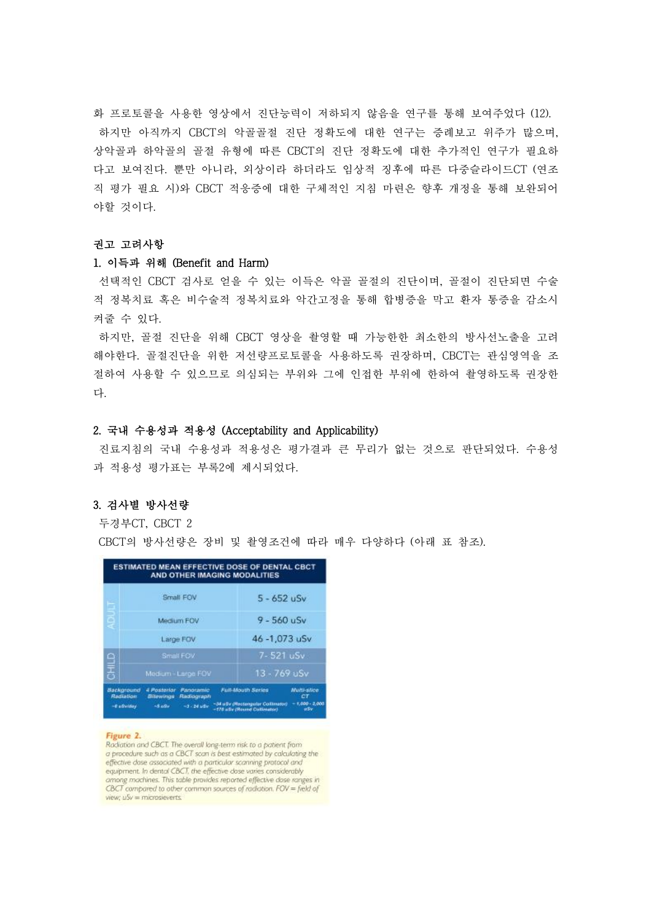화 프로토콜을 사용한 영상에서 진단능력이 저하되지 않음을 연구를 통해 보여주었다 (12).

하지만 아직까지 CBCT의 악골골절 진단 정확도에 대한 연구는 증례보고 위주가 많으며, 상악골과 하악골의 골절 유형에 따른 CBCT의 진단 정확도에 대한 추가적인 연구가 필요하다고 보여진다. 뿐만 아니라, 외상이라 하더라도 임상적 징후에 따른 다중슬라이드CT (연조직 평가 필요 시)와 CBCT 적응증에 대한 구체적인 지침 마련은 향후 개정을 통해 보완되어야할 것이다.

**권고 고려사항**

**1. 이득과 위해 (Benefit and Harm)**

선택적인 CBCT 검사로 얻을 수 있는 이득은 악골 골절의 진단이며, 골절이 진단되면 수술적 정복치료 혹은 비수술적 정복치료와 악간고정을 통해 합병증을 막고 환자 통증을 감소시켜줄 수 있다.

하지만, 골절 진단을 위해 CBCT 영상을 촬영할 때 가능한 최소한의 방사선노출을 고려해야한다. 골절진단을 위한 저선량프로토콜을 사용하도록 권장하며, CBCT는 관심영역을 조절하여 사용할 수 있으므로 의심되는 부위와 그에 인접한 부위에 한하여 촬영하도록 권장한다.

**2. 국내 수용성과 적용성 (Acceptability and Applicability)**

진료지침의 국내 수용성과 적용성은 평가결과 큰 무리가 없는 것으로 판단되었다. 수용성과 적용성 평가표는 부록2에 제시되었다.

**3. 검사별 방사선량**

두경부CT, CBCT 2

CBCT의 방사선량은 장비 및 촬영조건에 따라 매우 다양하다 (아래 표 참조).

| ESTIMATED MEAN EFFECTIVE DOSE OF DENTAL CBCT AND OTHER IMAGING MODALITIES | | |
|---|---|---|
| ADULT | Small FOV | 5 - 652 uSv |
| | Medium FOV | 9 - 560 uSv |
| | Large FOV | 46 -1,073 uSv |
| CHILD | Small FOV | 7- 521 uSv |
| | Medium - Large FOV | 13 - 769 uSv |

| Background Radiation | 4 Posterior Bitewings | Panoramic Radiograph | Full-Mouth Series | Multi-slice CT |
|---|---|---|---|---|
| ~8 uSv/day | ~5 uSv | ~3 - 24 uSv | ~34 uSv (Rectangular Collimator) ~170 uSv (Round Collimator) | ~1,500 - 2,000 uSv |

**Figure 2.**
Radiation and CBCT. The overall long-term risk to a patient from a procedure such as a CBCT scan is best estimated by calculating the effective dose associated with a particular scanning protocol and equipment. In dental CBCT, the effective dose varies considerably among machines. This table provides reported effective dose ranges in CBCT compared to other common sources of radiation. FOV = field of view; uSv = microsieverts.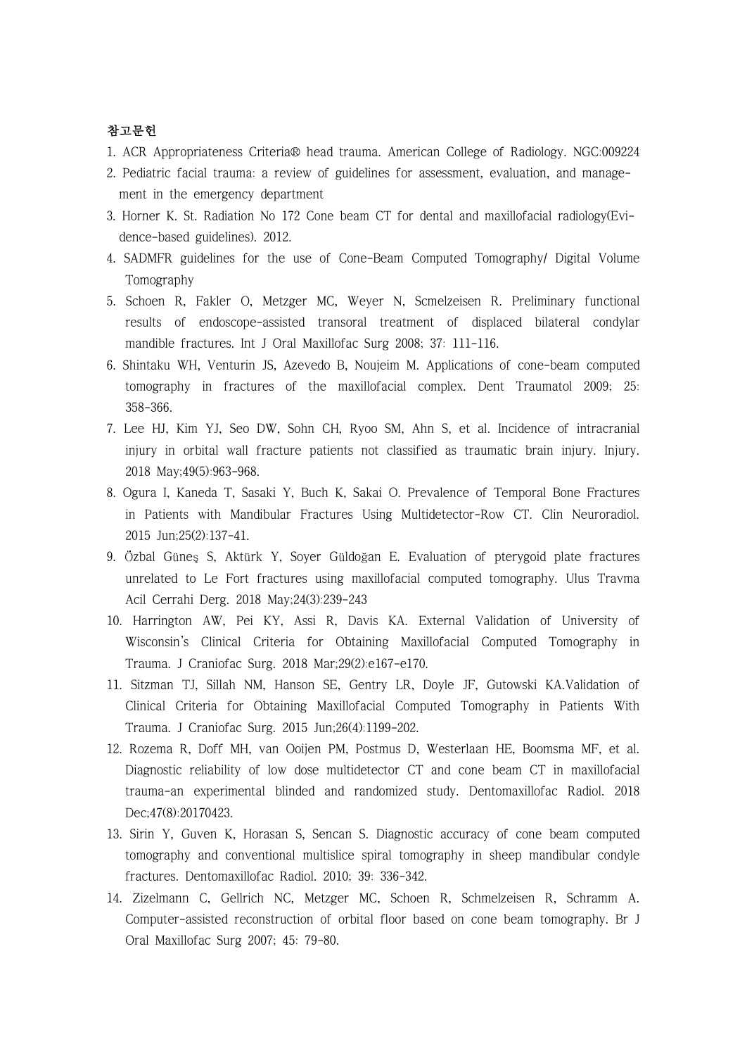**참고문헌**

1. ACR Appropriateness Criteria® head trauma. American College of Radiology. NGC:009224
2. Pediatric facial trauma: a review of guidelines for assessment, evaluation, and management in the emergency department
3. Horner K. St. Radiation No 172 Cone beam CT for dental and maxillofacial radiology(Evidence-based guidelines). 2012.
4. SADMFR guidelines for the use of Cone-Beam Computed Tomography/ Digital Volume Tomography
5. Schoen R, Fakler O, Metzger MC, Weyer N, Scmelzeisen R. Preliminary functional results of endoscope-assisted transoral treatment of displaced bilateral condylar mandible fractures. Int J Oral Maxillofac Surg 2008; 37: 111-116.
6. Shintaku WH, Venturin JS, Azevedo B, Noujeim M. Applications of cone-beam computed tomography in fractures of the maxillofacial complex. Dent Traumatol 2009; 25: 358-366.
7. Lee HJ, Kim YJ, Seo DW, Sohn CH, Ryoo SM, Ahn S, et al. Incidence of intracranial injury in orbital wall fracture patients not classified as traumatic brain injury. Injury. 2018 May;49(5):963-968.
8. Ogura I, Kaneda T, Sasaki Y, Buch K, Sakai O. Prevalence of Temporal Bone Fractures in Patients with Mandibular Fractures Using Multidetector-Row CT. Clin Neuroradiol. 2015 Jun;25(2):137-41.
9. Özbal Güneş S, Aktürk Y, Soyer Güldoğan E. Evaluation of pterygoid plate fractures unrelated to Le Fort fractures using maxillofacial computed tomography. Ulus Travma Acil Cerrahi Derg. 2018 May;24(3):239-243
10. Harrington AW, Pei KY, Assi R, Davis KA. External Validation of University of Wisconsin's Clinical Criteria for Obtaining Maxillofacial Computed Tomography in Trauma. J Craniofac Surg. 2018 Mar;29(2):e167-e170.
11. Sitzman TJ, Sillah NM, Hanson SE, Gentry LR, Doyle JF, Gutowski KA.Validation of Clinical Criteria for Obtaining Maxillofacial Computed Tomography in Patients With Trauma. J Craniofac Surg. 2015 Jun;26(4):1199-202.
12. Rozema R, Doff MH, van Ooijen PM, Postmus D, Westerlaan HE, Boomsma MF, et al. Diagnostic reliability of low dose multidetector CT and cone beam CT in maxillofacial trauma-an experimental blinded and randomized study. Dentomaxillofac Radiol. 2018 Dec;47(8):20170423.
13. Sirin Y, Guven K, Horasan S, Sencan S. Diagnostic accuracy of cone beam computed tomography and conventional multislice spiral tomography in sheep mandibular condyle fractures. Dentomaxillofac Radiol. 2010; 39: 336-342.
14. Zizelmann C, Gellrich NC, Metzger MC, Schoen R, Schmelzeisen R, Schramm A. Computer-assisted reconstruction of orbital floor based on cone beam tomography. Br J Oral Maxillofac Surg 2007; 45: 79-80.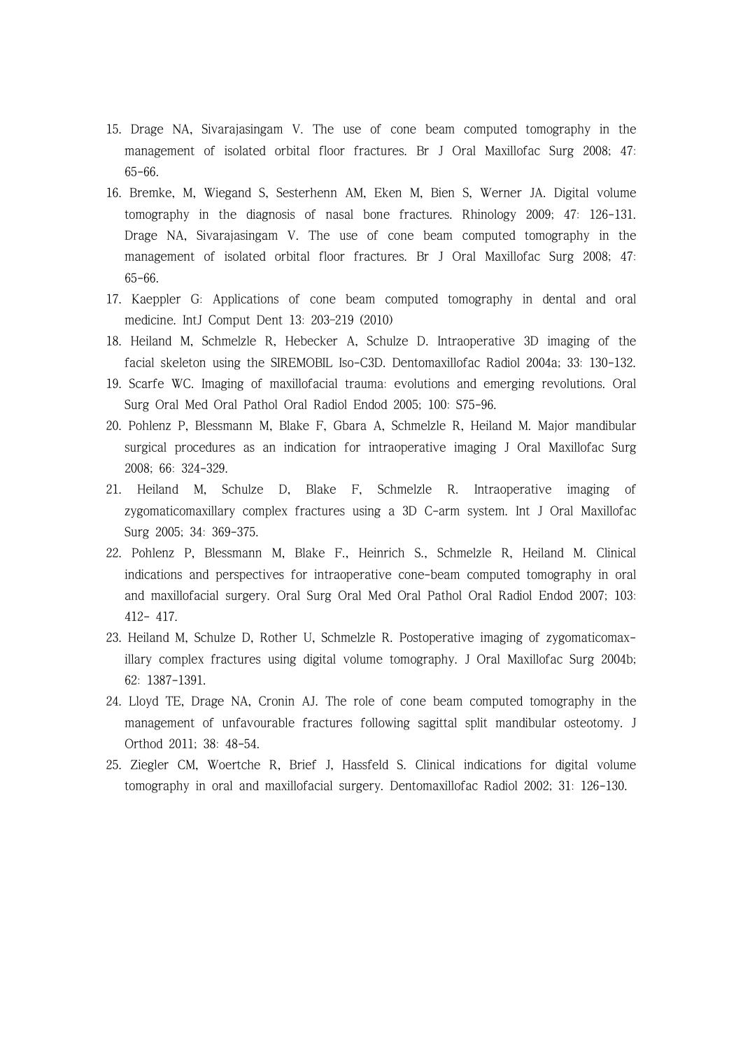15. Drage NA, Sivarajasingam V. The use of cone beam computed tomography in the management of isolated orbital floor fractures. Br J Oral Maxillofac Surg 2008; 47: 65-66.
16. Bremke, M, Wiegand S, Sesterhenn AM, Eken M, Bien S, Werner JA. Digital volume tomography in the diagnosis of nasal bone fractures. Rhinology 2009; 47: 126-131. Drage NA, Sivarajasingam V. The use of cone beam computed tomography in the management of isolated orbital floor fractures. Br J Oral Maxillofac Surg 2008; 47: 65-66.
17. Kaeppler G: Applications of cone beam computed tomography in dental and oral medicine. IntJ Comput Dent 13: 203–219 (2010)
18. Heiland M, Schmelzle R, Hebecker A, Schulze D. Intraoperative 3D imaging of the facial skeleton using the SIREMOBIL Iso-C3D. Dentomaxillofac Radiol 2004a; 33: 130-132.
19. Scarfe WC. Imaging of maxillofacial trauma: evolutions and emerging revolutions. Oral Surg Oral Med Oral Pathol Oral Radiol Endod 2005; 100: S75-96.
20. Pohlenz P, Blessmann M, Blake F, Gbara A, Schmelzle R, Heiland M. Major mandibular surgical procedures as an indication for intraoperative imaging J Oral Maxillofac Surg 2008; 66: 324-329.
21. Heiland M, Schulze D, Blake F, Schmelzle R. Intraoperative imaging of zygomaticomaxillary complex fractures using a 3D C-arm system. Int J Oral Maxillofac Surg 2005; 34: 369-375.
22. Pohlenz P, Blessmann M, Blake F., Heinrich S., Schmelzle R, Heiland M. Clinical indications and perspectives for intraoperative cone-beam computed tomography in oral and maxillofacial surgery. Oral Surg Oral Med Oral Pathol Oral Radiol Endod 2007; 103: 412- 417.
23. Heiland M, Schulze D, Rother U, Schmelzle R. Postoperative imaging of zygomaticomax-illary complex fractures using digital volume tomography. J Oral Maxillofac Surg 2004b; 62: 1387-1391.
24. Lloyd TE, Drage NA, Cronin AJ. The role of cone beam computed tomography in the management of unfavourable fractures following sagittal split mandibular osteotomy. J Orthod 2011; 38: 48-54.
25. Ziegler CM, Woertche R, Brief J, Hassfeld S. Clinical indications for digital volume tomography in oral and maxillofacial surgery. Dentomaxillofac Radiol 2002; 31: 126-130.